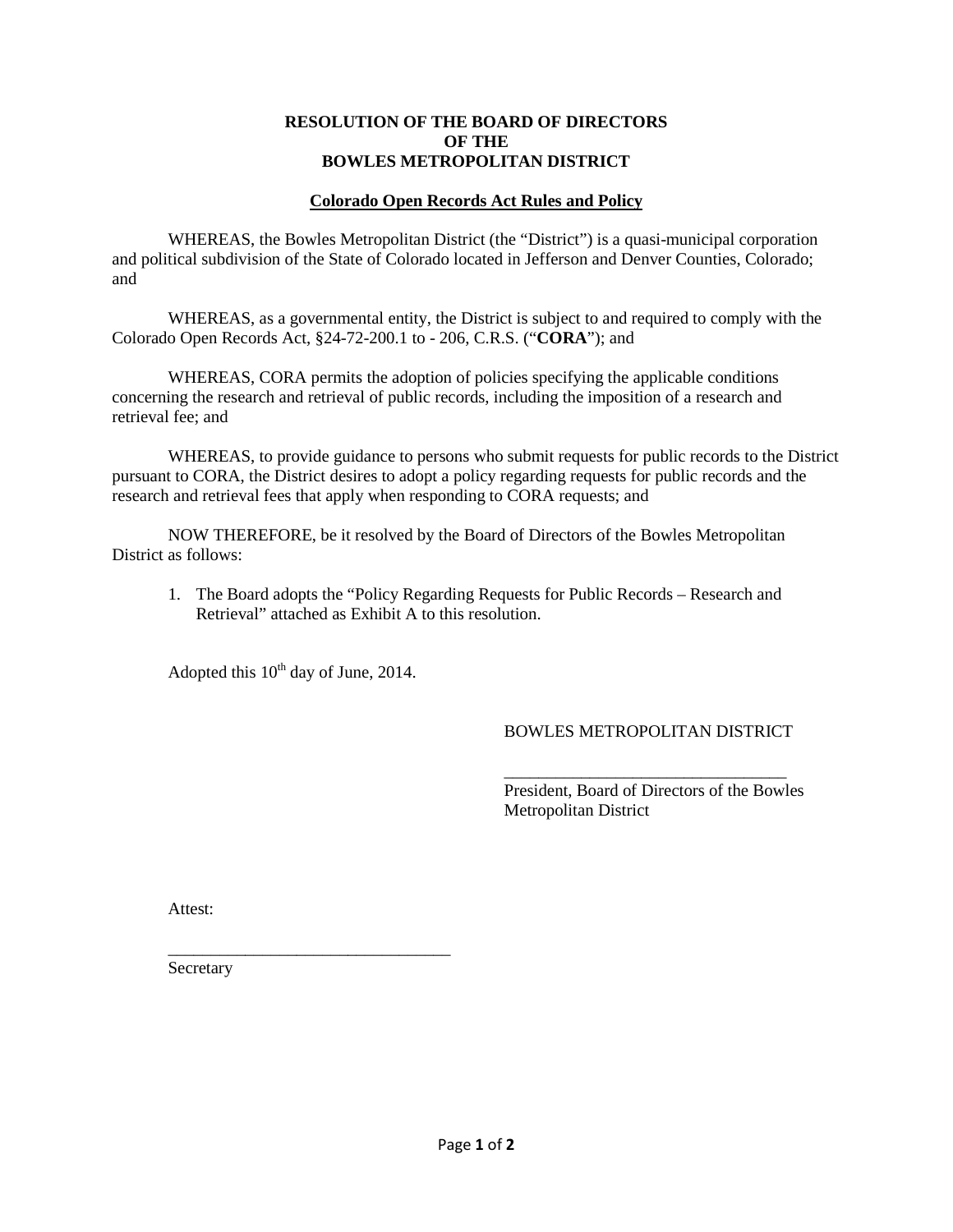**RESOLUTION OF THE BOARD OF DIRECTORS**
**OF THE**
**BOWLES METROPOLITAN DISTRICT**

**Colorado Open Records Act Rules and Policy**

WHEREAS, the Bowles Metropolitan District (the "District") is a quasi-municipal corporation and political subdivision of the State of Colorado located in Jefferson and Denver Counties, Colorado; and

WHEREAS, as a governmental entity, the District is subject to and required to comply with the Colorado Open Records Act, §24-72-200.1 to - 206, C.R.S. ("**CORA**"); and

WHEREAS, CORA permits the adoption of policies specifying the applicable conditions concerning the research and retrieval of public records, including the imposition of a research and retrieval fee; and

WHEREAS, to provide guidance to persons who submit requests for public records to the District pursuant to CORA, the District desires to adopt a policy regarding requests for public records and the research and retrieval fees that apply when responding to CORA requests; and

NOW THEREFORE, be it resolved by the Board of Directors of the Bowles Metropolitan District as follows:

1. The Board adopts the "Policy Regarding Requests for Public Records – Research and Retrieval" attached as Exhibit A to this resolution.

Adopted this 10th day of June, 2014.

BOWLES METROPOLITAN DISTRICT

_________________________________
President, Board of Directors of the Bowles Metropolitan District

Attest:

_________________________________
Secretary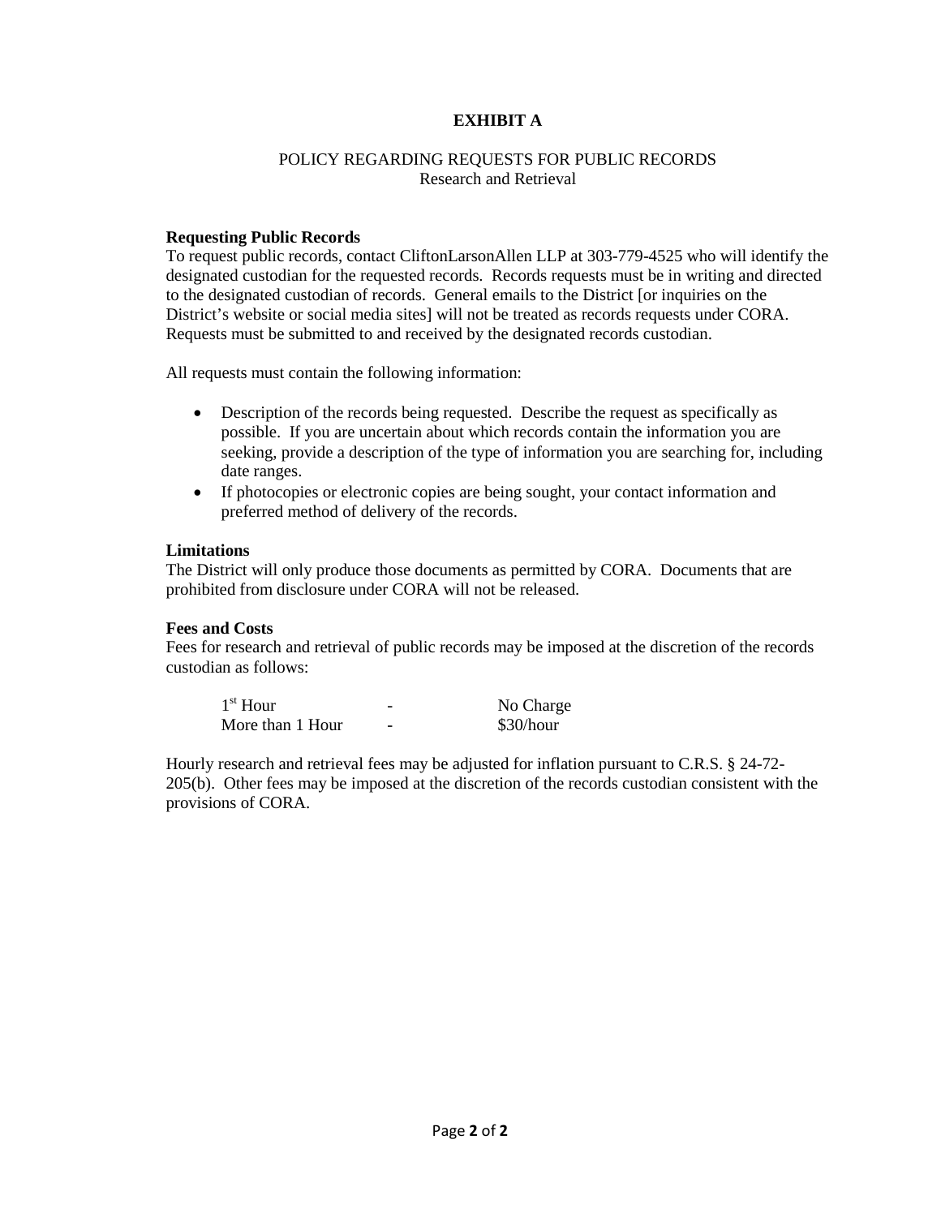# EXHIBIT A

## POLICY REGARDING REQUESTS FOR PUBLIC RECORDS
Research and Retrieval

**Requesting Public Records**
To request public records, contact CliftonLarsonAllen LLP at 303-779-4525 who will identify the designated custodian for the requested records. Records requests must be in writing and directed to the designated custodian of records. General emails to the District [or inquiries on the District's website or social media sites] will not be treated as records requests under CORA. Requests must be submitted to and received by the designated records custodian.

All requests must contain the following information:

- Description of the records being requested. Describe the request as specifically as possible. If you are uncertain about which records contain the information you are seeking, provide a description of the type of information you are searching for, including date ranges.
- If photocopies or electronic copies are being sought, your contact information and preferred method of delivery of the records.

**Limitations**
The District will only produce those documents as permitted by CORA. Documents that are prohibited from disclosure under CORA will not be released.

**Fees and Costs**
Fees for research and retrieval of public records may be imposed at the discretion of the records custodian as follows:

| | | |
|---|---|---|
| 1st Hour | - | No Charge |
| More than 1 Hour | - | $30/hour |

Hourly research and retrieval fees may be adjusted for inflation pursuant to C.R.S. § 24-72-205(b). Other fees may be imposed at the discretion of the records custodian consistent with the provisions of CORA.